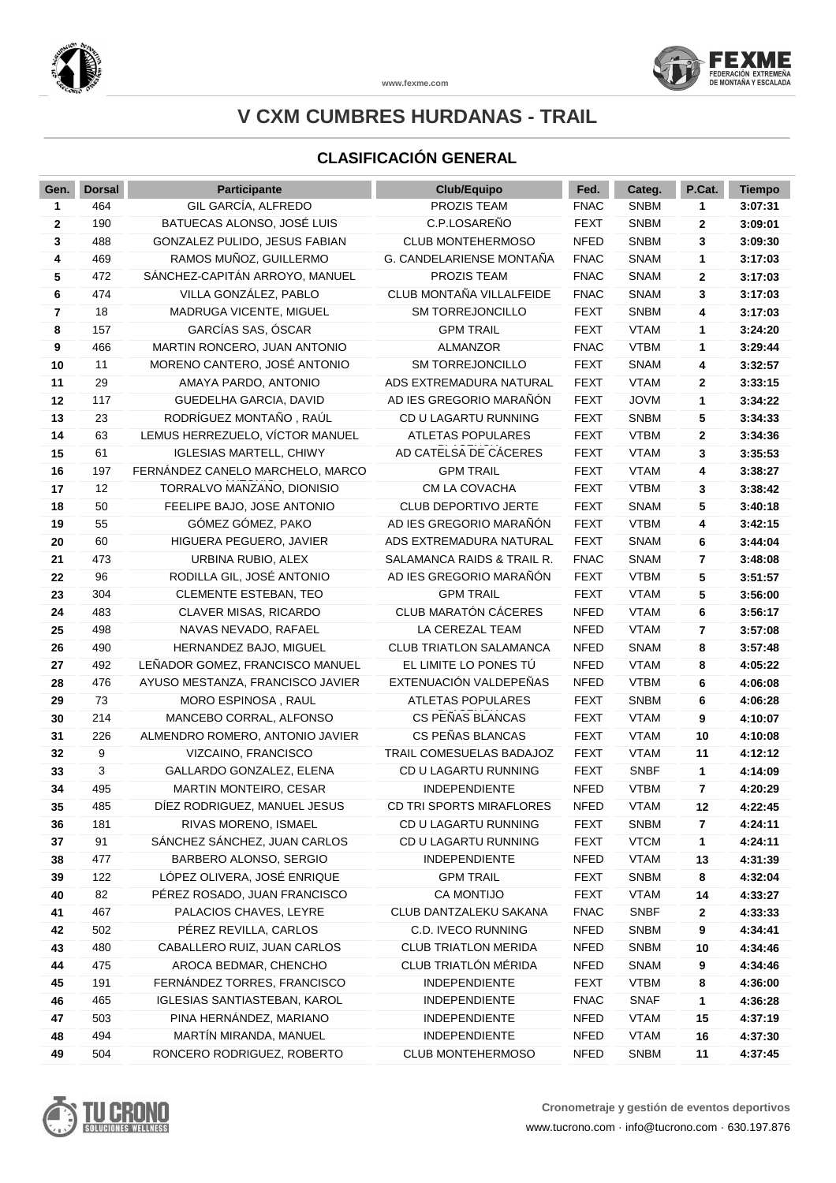# V CXM CUMBRES HURDANAS - TRAIL

## CLASIFICACIÓN GENERAL

| Gen. | Dorsal | Participante | Club/Equipo | Fed. | Categ. | P.Cat. | Tiempo |
|---|---|---|---|---|---|---|---|
| 1 | 464 | GIL GARCÍA, ALFREDO | PROZIS TEAM | FNAC | SNBM | 1 | 3:07:31 |
| 2 | 190 | BATUECAS ALONSO, JOSÉ LUIS | C.P.LOSAREÑO | FEXT | SNBM | 2 | 3:09:01 |
| 3 | 488 | GONZALEZ PULIDO, JESUS FABIAN | CLUB MONTEHERMOSO | NFED | SNBM | 3 | 3:09:30 |
| 4 | 469 | RAMOS MUÑOZ, GUILLERMO | G. CANDELARIENSE MONTAÑA | FNAC | SNAM | 1 | 3:17:03 |
| 5 | 472 | SÁNCHEZ-CAPITÁN ARROYO, MANUEL | PROZIS TEAM | FNAC | SNAM | 2 | 3:17:03 |
| 6 | 474 | VILLA GONZÁLEZ, PABLO | CLUB MONTAÑA VILLALFEIDE | FNAC | SNAM | 3 | 3:17:03 |
| 7 | 18 | MADRUGA VICENTE, MIGUEL | SM TORREJONCILLO | FEXT | SNBM | 4 | 3:17:03 |
| 8 | 157 | GARCÍAS SAS, ÓSCAR | GPM TRAIL | FEXT | VTAM | 1 | 3:24:20 |
| 9 | 466 | MARTIN RONCERO, JUAN ANTONIO | ALMANZOR | FNAC | VTBM | 1 | 3:29:44 |
| 10 | 11 | MORENO CANTERO, JOSÉ ANTONIO | SM TORREJONCILLO | FEXT | SNAM | 4 | 3:32:57 |
| 11 | 29 | AMAYA PARDO, ANTONIO | ADS EXTREMADURA NATURAL | FEXT | VTAM | 2 | 3:33:15 |
| 12 | 117 | GUEDELHA GARCIA, DAVID | AD IES GREGORIO MARAÑÓN | FEXT | JOVM | 1 | 3:34:22 |
| 13 | 23 | RODRÍGUEZ MONTAÑO , RAÚL | CD U LAGARTU RUNNING | FEXT | SNBM | 5 | 3:34:33 |
| 14 | 63 | LEMUS HERREZUELO, VÍCTOR MANUEL | ATLETAS POPULARES PLASENCIA | FEXT | VTBM | 2 | 3:34:36 |
| 15 | 61 | IGLESIAS MARTELL, CHIWY | AD CATELSA DE CÁCERES | FEXT | VTAM | 3 | 3:35:53 |
| 16 | 197 | FERNÁNDEZ CANELO MARCHELO, MARCO ANTONIO | GPM TRAIL | FEXT | VTAM | 4 | 3:38:27 |
| 17 | 12 | TORRALVO MANZANO, DIONISIO | CM LA COVACHA | FEXT | VTBM | 3 | 3:38:42 |
| 18 | 50 | FEELIPE BAJO, JOSE ANTONIO | CLUB DEPORTIVO JERTE | FEXT | SNAM | 5 | 3:40:18 |
| 19 | 55 | GÓMEZ GÓMEZ, PAKO | AD IES GREGORIO MARAÑÓN | FEXT | VTBM | 4 | 3:42:15 |
| 20 | 60 | HIGUERA PEGUERO, JAVIER | ADS EXTREMADURA NATURAL | FEXT | SNAM | 6 | 3:44:04 |
| 21 | 473 | URBINA RUBIO, ALEX | SALAMANCA RAIDS & TRAIL R. | FNAC | SNAM | 7 | 3:48:08 |
| 22 | 96 | RODILLA GIL, JOSÉ ANTONIO | AD IES GREGORIO MARAÑÓN | FEXT | VTBM | 5 | 3:51:57 |
| 23 | 304 | CLEMENTE ESTEBAN, TEO | GPM TRAIL | FEXT | VTAM | 5 | 3:56:00 |
| 24 | 483 | CLAVER MISAS, RICARDO | CLUB MARATÓN CÁCERES | NFED | VTAM | 6 | 3:56:17 |
| 25 | 498 | NAVAS NEVADO, RAFAEL | LA CEREZAL TEAM | NFED | VTAM | 7 | 3:57:08 |
| 26 | 490 | HERNANDEZ BAJO, MIGUEL | CLUB TRIATLON SALAMANCA | NFED | SNAM | 8 | 3:57:48 |
| 27 | 492 | LEÑADOR GOMEZ, FRANCISCO MANUEL | EL LIMITE LO PONES TÚ | NFED | VTAM | 8 | 4:05:22 |
| 28 | 476 | AYUSO MESTANZA, FRANCISCO JAVIER | EXTENUACIÓN VALDEPEÑAS | NFED | VTBM | 6 | 4:06:08 |
| 29 | 73 | MORO ESPINOSA , RAUL | ATLETAS POPULARES PLASENCIA | FEXT | SNBM | 6 | 4:06:28 |
| 30 | 214 | MANCEBO CORRAL, ALFONSO | CS PEÑAS BLANCAS | FEXT | VTAM | 9 | 4:10:07 |
| 31 | 226 | ALMENDRO ROMERO, ANTONIO JAVIER | CS PEÑAS BLANCAS | FEXT | VTAM | 10 | 4:10:08 |
| 32 | 9 | VIZCAINO, FRANCISCO | TRAIL COMESUELAS BADAJOZ | FEXT | VTAM | 11 | 4:12:12 |
| 33 | 3 | GALLARDO GONZALEZ, ELENA | CD U LAGARTU RUNNING | FEXT | SNBF | 1 | 4:14:09 |
| 34 | 495 | MARTIN MONTEIRO, CESAR | INDEPENDIENTE | NFED | VTBM | 7 | 4:20:29 |
| 35 | 485 | DÍEZ RODRIGUEZ, MANUEL JESUS | CD TRI SPORTS MIRAFLORES | NFED | VTAM | 12 | 4:22:45 |
| 36 | 181 | RIVAS MORENO, ISMAEL | CD U LAGARTU RUNNING | FEXT | SNBM | 7 | 4:24:11 |
| 37 | 91 | SÁNCHEZ SÁNCHEZ, JUAN CARLOS | CD U LAGARTU RUNNING | FEXT | VTCM | 1 | 4:24:11 |
| 38 | 477 | BARBERO ALONSO, SERGIO | INDEPENDIENTE | NFED | VTAM | 13 | 4:31:39 |
| 39 | 122 | LÓPEZ OLIVERA, JOSÉ ENRIQUE | GPM TRAIL | FEXT | SNBM | 8 | 4:32:04 |
| 40 | 82 | PÉREZ ROSADO, JUAN FRANCISCO | CA MONTIJO | FEXT | VTAM | 14 | 4:33:27 |
| 41 | 467 | PALACIOS CHAVES, LEYRE | CLUB DANTZALEKU SAKANA | FNAC | SNBF | 2 | 4:33:33 |
| 42 | 502 | PÉREZ REVILLA, CARLOS | C.D. IVECO RUNNING | NFED | SNBM | 9 | 4:34:41 |
| 43 | 480 | CABALLERO RUIZ, JUAN CARLOS | CLUB TRIATLON MERIDA | NFED | SNBM | 10 | 4:34:46 |
| 44 | 475 | AROCA BEDMAR, CHENCHO | CLUB TRIATLÓN MÉRIDA | NFED | SNAM | 9 | 4:34:46 |
| 45 | 191 | FERNÁNDEZ TORRES, FRANCISCO | INDEPENDIENTE | FEXT | VTBM | 8 | 4:36:00 |
| 46 | 465 | IGLESIAS SANTIASTEBAN, KAROL | INDEPENDIENTE | FNAC | SNAF | 1 | 4:36:28 |
| 47 | 503 | PINA HERNÁNDEZ, MARIANO | INDEPENDIENTE | NFED | VTAM | 15 | 4:37:19 |
| 48 | 494 | MARTÍN MIRANDA, MANUEL | INDEPENDIENTE | NFED | VTAM | 16 | 4:37:30 |
| 49 | 504 | RONCERO RODRIGUEZ, ROBERTO | CLUB MONTEHERMOSO | NFED | SNBM | 11 | 4:37:45 |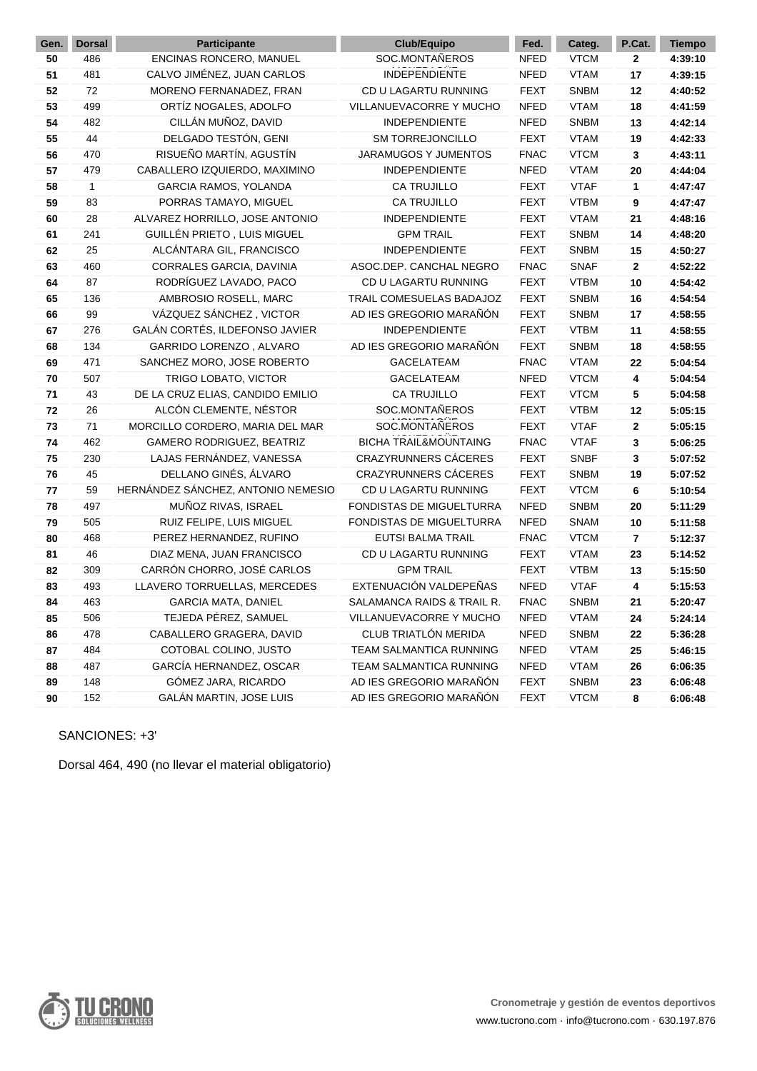| Gen. | Dorsal | Participante | Club/Equipo | Fed. | Categ. | P.Cat. | Tiempo |
|---|---|---|---|---|---|---|---|
| 50 | 486 | ENCINAS RONCERO, MANUEL | SOC.MONTAÑEROS | NFED | VTCM | 2 | 4:39:10 |
| 51 | 481 | CALVO JIMÉNEZ, JUAN CARLOS | INDEPENDIENTE | NFED | VTAM | 17 | 4:39:15 |
| 52 | 72 | MORENO FERNANADEZ, FRAN | CD U LAGARTU RUNNING | FEXT | SNBM | 12 | 4:40:52 |
| 53 | 499 | ORTÍZ NOGALES, ADOLFO | VILLANUEVACORRE Y MUCHO | NFED | VTAM | 18 | 4:41:59 |
| 54 | 482 | CILLÁN MUÑOZ, DAVID | INDEPENDIENTE | NFED | SNBM | 13 | 4:42:14 |
| 55 | 44 | DELGADO TESTÓN, GENI | SM TORREJONCILLO | FEXT | VTAM | 19 | 4:42:33 |
| 56 | 470 | RISUEÑO MARTÍN, AGUSTÍN | JARAMUGOS Y JUMENTOS | FNAC | VTCM | 3 | 4:43:11 |
| 57 | 479 | CABALLERO IZQUIERDO, MAXIMINO | INDEPENDIENTE | NFED | VTAM | 20 | 4:44:04 |
| 58 | 1 | GARCIA RAMOS, YOLANDA | CA TRUJILLO | FEXT | VTAF | 1 | 4:47:47 |
| 59 | 83 | PORRAS TAMAYO, MIGUEL | CA TRUJILLO | FEXT | VTBM | 9 | 4:47:47 |
| 60 | 28 | ALVAREZ HORRILLO, JOSE ANTONIO | INDEPENDIENTE | FEXT | VTAM | 21 | 4:48:16 |
| 61 | 241 | GUILLÉN PRIETO , LUIS MIGUEL | GPM TRAIL | FEXT | SNBM | 14 | 4:48:20 |
| 62 | 25 | ALCÁNTARA GIL, FRANCISCO | INDEPENDIENTE | FEXT | SNBM | 15 | 4:50:27 |
| 63 | 460 | CORRALES GARCIA, DAVINIA | ASOC.DEP. CANCHAL NEGRO | FNAC | SNAF | 2 | 4:52:22 |
| 64 | 87 | RODRÍGUEZ LAVADO, PACO | CD U LAGARTU RUNNING | FEXT | VTBM | 10 | 4:54:42 |
| 65 | 136 | AMBROSIO ROSELL, MARC | TRAIL COMESUELAS BADAJOZ | FEXT | SNBM | 16 | 4:54:54 |
| 66 | 99 | VÁZQUEZ SÁNCHEZ , VICTOR | AD IES GREGORIO MARAÑÓN | FEXT | SNBM | 17 | 4:58:55 |
| 67 | 276 | GALÁN CORTÉS, ILDEFONSO JAVIER | INDEPENDIENTE | FEXT | VTBM | 11 | 4:58:55 |
| 68 | 134 | GARRIDO LORENZO , ALVARO | AD IES GREGORIO MARAÑÓN | FEXT | SNBM | 18 | 4:58:55 |
| 69 | 471 | SANCHEZ MORO, JOSE ROBERTO | GACELATEAM | FNAC | VTAM | 22 | 5:04:54 |
| 70 | 507 | TRIGO LOBATO, VICTOR | GACELATEAM | NFED | VTCM | 4 | 5:04:54 |
| 71 | 43 | DE LA CRUZ ELIAS, CANDIDO EMILIO | CA TRUJILLO | FEXT | VTCM | 5 | 5:04:58 |
| 72 | 26 | ALCÓN CLEMENTE, NÉSTOR | SOC.MONTAÑEROS | FEXT | VTBM | 12 | 5:05:15 |
| 73 | 71 | MORCILLO CORDERO, MARIA DEL MAR | SOC.MONTAÑEROS | FEXT | VTAF | 2 | 5:05:15 |
| 74 | 462 | GAMERO RODRIGUEZ, BEATRIZ | BICHA TRAIL&MOUNTAING | FNAC | VTAF | 3 | 5:06:25 |
| 75 | 230 | LAJAS FERNÁNDEZ, VANESSA | CRAZYRUNNERS CÁCERES | FEXT | SNBF | 3 | 5:07:52 |
| 76 | 45 | DELLANO GINÉS, ÁLVARO | CRAZYRUNNERS CÁCERES | FEXT | SNBM | 19 | 5:07:52 |
| 77 | 59 | HERNÁNDEZ SÁNCHEZ, ANTONIO NEMESIO | CD U LAGARTU RUNNING | FEXT | VTCM | 6 | 5:10:54 |
| 78 | 497 | MUÑOZ RIVAS, ISRAEL | FONDISTAS DE MIGUELTURRA | NFED | SNBM | 20 | 5:11:29 |
| 79 | 505 | RUIZ FELIPE, LUIS MIGUEL | FONDISTAS DE MIGUELTURRA | NFED | SNAM | 10 | 5:11:58 |
| 80 | 468 | PEREZ HERNANDEZ, RUFINO | EUTSI BALMA TRAIL | FNAC | VTCM | 7 | 5:12:37 |
| 81 | 46 | DIAZ MENA, JUAN FRANCISCO | CD U LAGARTU RUNNING | FEXT | VTAM | 23 | 5:14:52 |
| 82 | 309 | CARRÓN CHORRO, JOSÉ CARLOS | GPM TRAIL | FEXT | VTBM | 13 | 5:15:50 |
| 83 | 493 | LLAVERO TORRUELLAS, MERCEDES | EXTENUACIÓN VALDEPEÑAS | NFED | VTAF | 4 | 5:15:53 |
| 84 | 463 | GARCIA MATA, DANIEL | SALAMANCA RAIDS & TRAIL R. | FNAC | SNBM | 21 | 5:20:47 |
| 85 | 506 | TEJEDA PÉREZ, SAMUEL | VILLANUEVACORRE Y MUCHO | NFED | VTAM | 24 | 5:24:14 |
| 86 | 478 | CABALLERO GRAGERA, DAVID | CLUB TRIATLÓN MERIDA | NFED | SNBM | 22 | 5:36:28 |
| 87 | 484 | COTOBAL COLINO, JUSTO | TEAM SALMANTICA RUNNING | NFED | VTAM | 25 | 5:46:15 |
| 88 | 487 | GARCÍA HERNANDEZ, OSCAR | TEAM SALMANTICA RUNNING | NFED | VTAM | 26 | 6:06:35 |
| 89 | 148 | GÓMEZ JARA, RICARDO | AD IES GREGORIO MARAÑÓN | FEXT | SNBM | 23 | 6:06:48 |
| 90 | 152 | GALÁN MARTIN, JOSE LUIS | AD IES GREGORIO MARAÑÓN | FEXT | VTCM | 8 | 6:06:48 |

SANCIONES: +3'

Dorsal 464, 490 (no llevar el material obligatorio)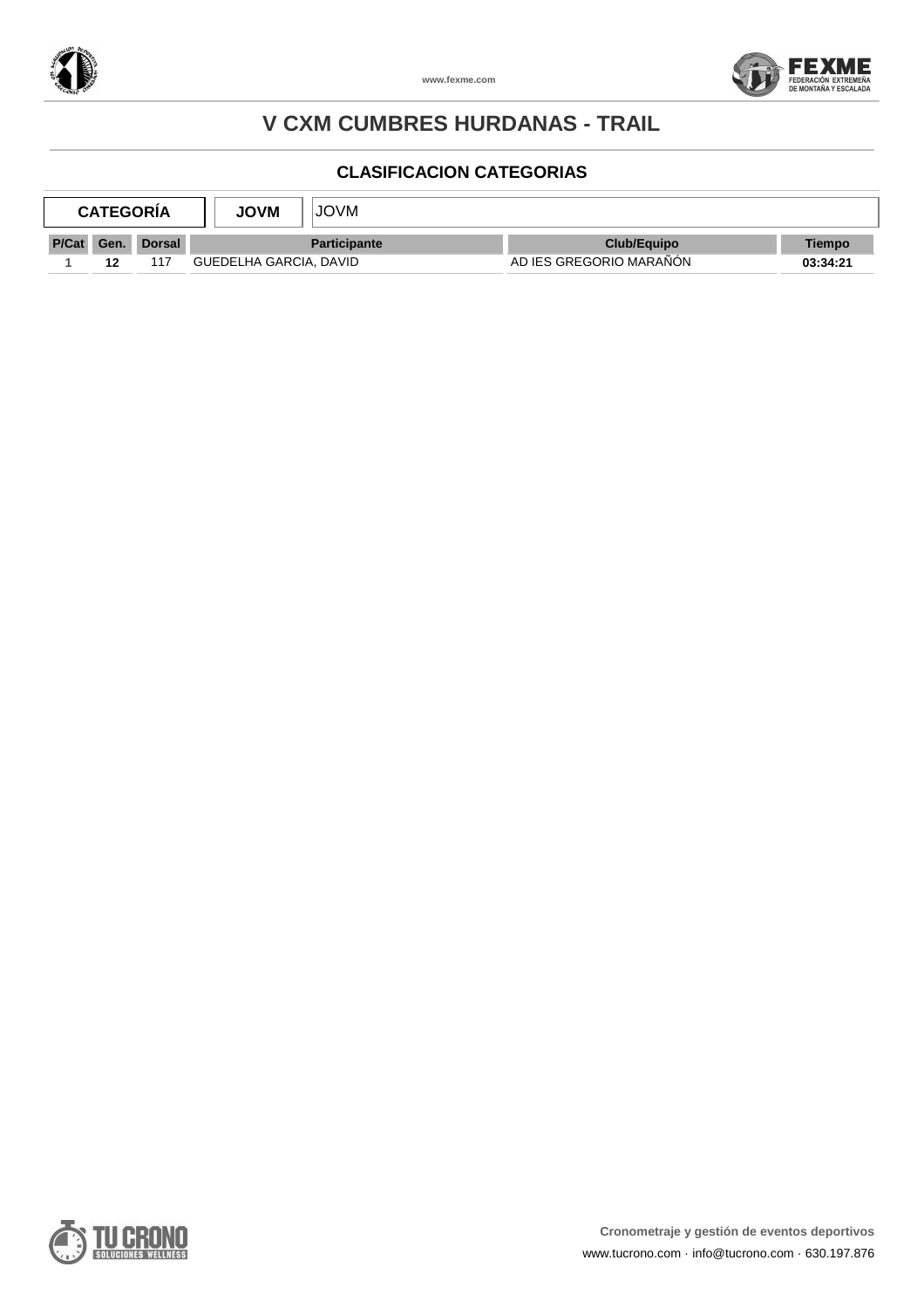# V CXM CUMBRES HURDANAS - TRAIL

## CLASIFICACION CATEGORIAS

| CATEGORÍA | JOVM | JOVM |
|---|---|---|

| P/Cat | Gen. | Dorsal | Participante | Club/Equipo | Tiempo |
|---|---|---|---|---|---|
| 1 | 12 | 117 | GUEDELHA GARCIA, DAVID | AD IES GREGORIO MARAÑÓN | 03:34:21 |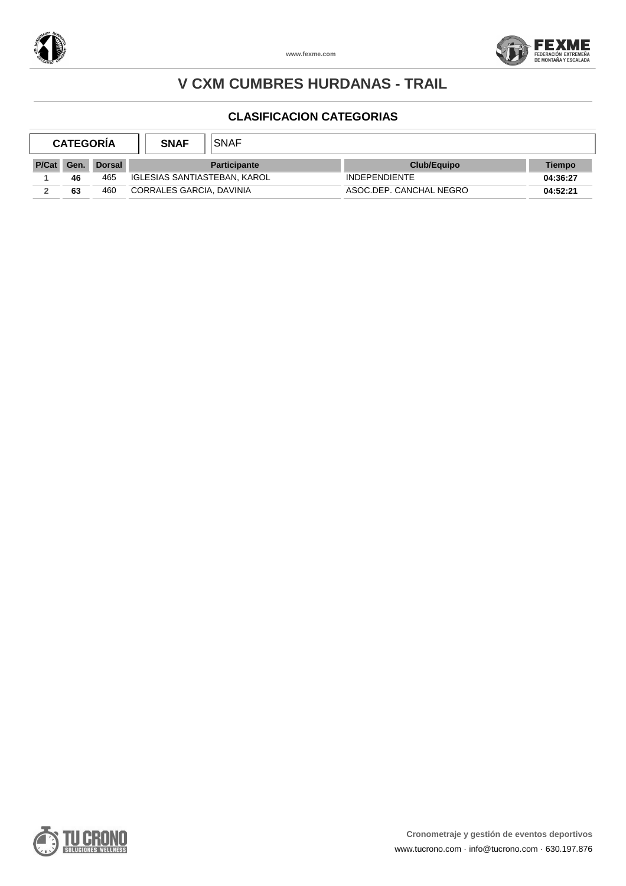# V CXM CUMBRES HURDANAS - TRAIL

## CLASIFICACION CATEGORIAS

| CATEGORÍA | SNAF | SNAF |
|---|---|---|

| P/Cat | Gen. | Dorsal | Participante | Club/Equipo | Tiempo |
|---|---|---|---|---|---|
| 1 | 46 | 465 | IGLESIAS SANTIASTEBAN, KAROL | INDEPENDIENTE | 04:36:27 |
| 2 | 63 | 460 | CORRALES GARCIA, DAVINIA | ASOC.DEP. CANCHAL NEGRO | 04:52:21 |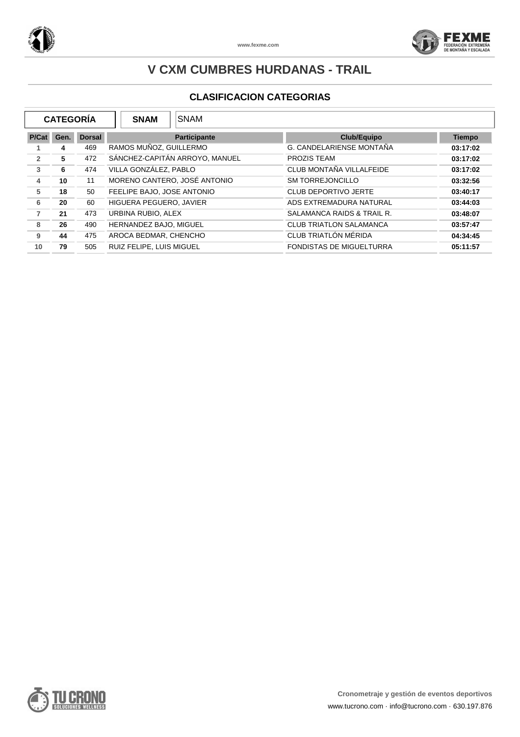# V CXM CUMBRES HURDANAS - TRAIL

## CLASIFICACION CATEGORIAS

| CATEGORÍA | SNAM | SNAM |
|---|---|---|

| P/Cat | Gen. | Dorsal | Participante | Club/Equipo | Tiempo |
|---|---|---|---|---|---|
| 1 | 4 | 469 | RAMOS MUÑOZ, GUILLERMO | G. CANDELARIENSE MONTAÑA | 03:17:02 |
| 2 | 5 | 472 | SÁNCHEZ-CAPITÁN ARROYO, MANUEL | PROZIS TEAM | 03:17:02 |
| 3 | 6 | 474 | VILLA GONZÁLEZ, PABLO | CLUB MONTAÑA VILLALFEIDE | 03:17:02 |
| 4 | 10 | 11 | MORENO CANTERO, JOSÉ ANTONIO | SM TORREJONCILLO | 03:32:56 |
| 5 | 18 | 50 | FEELIPE BAJO, JOSE ANTONIO | CLUB DEPORTIVO JERTE | 03:40:17 |
| 6 | 20 | 60 | HIGUERA PEGUERO, JAVIER | ADS EXTREMADURA NATURAL | 03:44:03 |
| 7 | 21 | 473 | URBINA RUBIO, ALEX | SALAMANCA RAIDS & TRAIL R. | 03:48:07 |
| 8 | 26 | 490 | HERNANDEZ BAJO, MIGUEL | CLUB TRIATLON SALAMANCA | 03:57:47 |
| 9 | 44 | 475 | AROCA BEDMAR, CHENCHO | CLUB TRIATLÓN MÉRIDA | 04:34:45 |
| 10 | 79 | 505 | RUIZ FELIPE, LUIS MIGUEL | FONDISTAS DE MIGUELTURRA | 05:11:57 |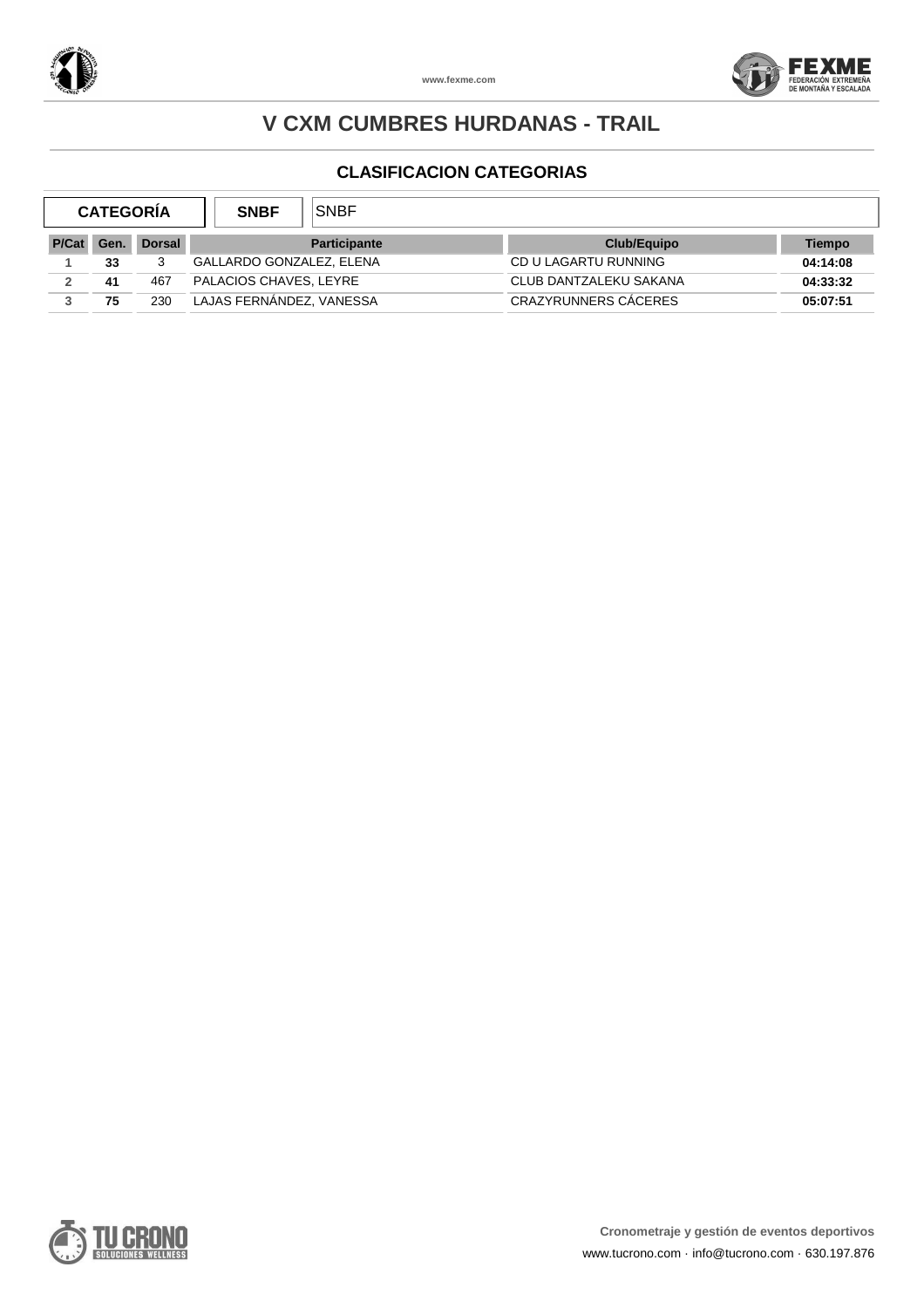# V CXM CUMBRES HURDANAS - TRAIL

## CLASIFICACION CATEGORIAS

| CATEGORÍA | SNBF | SNBF |
|---|---|---|

| P/Cat | Gen. | Dorsal | Participante | Club/Equipo | Tiempo |
|---|---|---|---|---|---|
| 1 | 33 | 3 | GALLARDO GONZALEZ, ELENA | CD U LAGARTU RUNNING | 04:14:08 |
| 2 | 41 | 467 | PALACIOS CHAVES, LEYRE | CLUB DANTZALEKU SAKANA | 04:33:32 |
| 3 | 75 | 230 | LAJAS FERNÁNDEZ, VANESSA | CRAZYRUNNERS CÁCERES | 05:07:51 |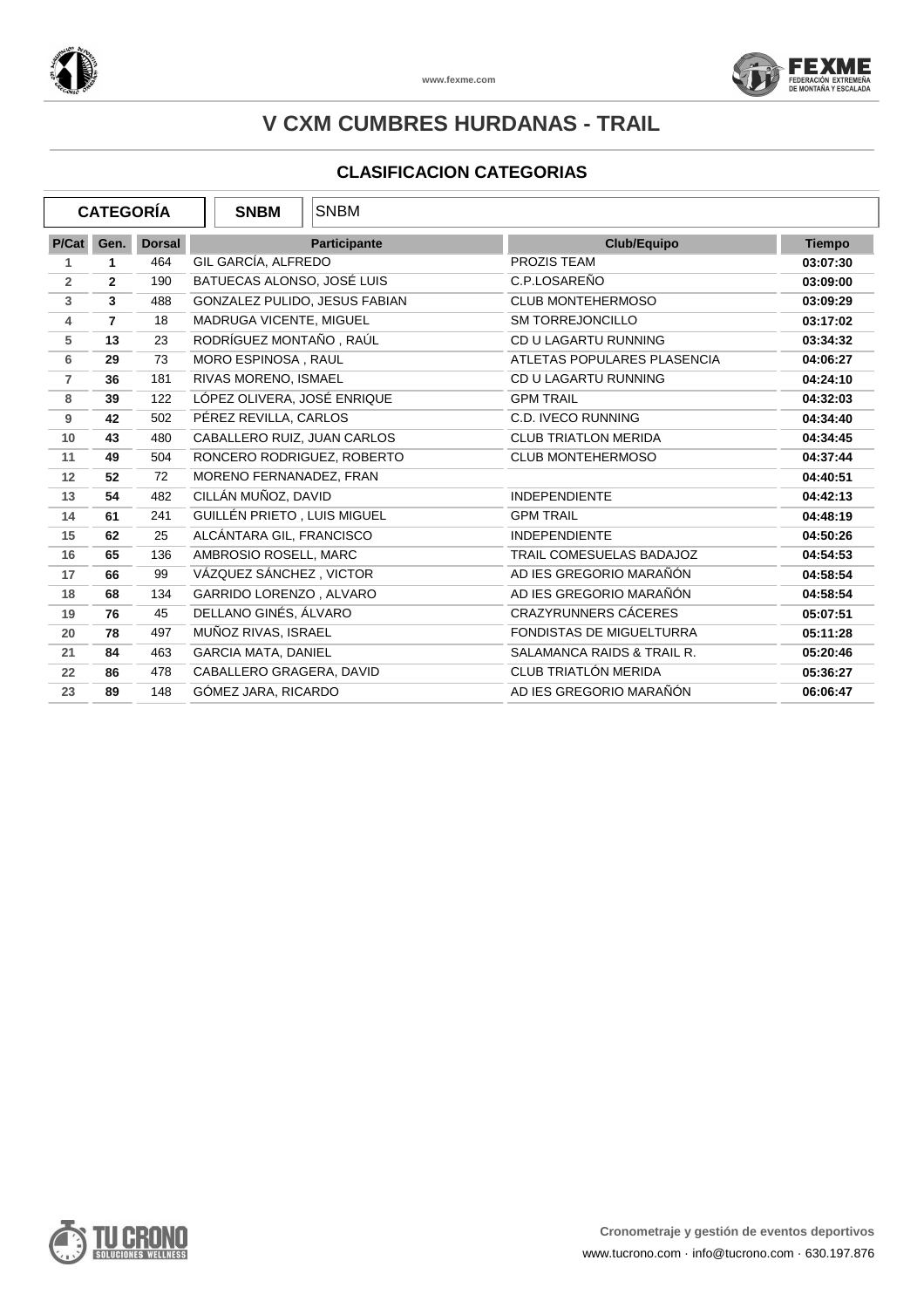# V CXM CUMBRES HURDANAS - TRAIL

## CLASIFICACION CATEGORIAS

| CATEGORÍA | SNBM | SNBM |
|---|---|---|

| P/Cat | Gen. | Dorsal | Participante | Club/Equipo | Tiempo |
|---|---|---|---|---|---|
| 1 | 1 | 464 | GIL GARCÍA, ALFREDO | PROZIS TEAM | 03:07:30 |
| 2 | 2 | 190 | BATUECAS ALONSO, JOSÉ LUIS | C.P.LOSAREÑO | 03:09:00 |
| 3 | 3 | 488 | GONZALEZ PULIDO, JESUS FABIAN | CLUB MONTEHERMOSO | 03:09:29 |
| 4 | 7 | 18 | MADRUGA VICENTE, MIGUEL | SM TORREJONCILLO | 03:17:02 |
| 5 | 13 | 23 | RODRÍGUEZ MONTAÑO , RAÚL | CD U LAGARTU RUNNING | 03:34:32 |
| 6 | 29 | 73 | MORO ESPINOSA , RAUL | ATLETAS POPULARES PLASENCIA | 04:06:27 |
| 7 | 36 | 181 | RIVAS MORENO, ISMAEL | CD U LAGARTU RUNNING | 04:24:10 |
| 8 | 39 | 122 | LÓPEZ OLIVERA, JOSÉ ENRIQUE | GPM TRAIL | 04:32:03 |
| 9 | 42 | 502 | PÉREZ REVILLA, CARLOS | C.D. IVECO RUNNING | 04:34:40 |
| 10 | 43 | 480 | CABALLERO RUIZ, JUAN CARLOS | CLUB TRIATLON MERIDA | 04:34:45 |
| 11 | 49 | 504 | RONCERO RODRIGUEZ, ROBERTO | CLUB MONTEHERMOSO | 04:37:44 |
| 12 | 52 | 72 | MORENO FERNANADEZ, FRAN | | 04:40:51 |
| 13 | 54 | 482 | CILLÁN MUÑOZ, DAVID | INDEPENDIENTE | 04:42:13 |
| 14 | 61 | 241 | GUILLÉN PRIETO , LUIS MIGUEL | GPM TRAIL | 04:48:19 |
| 15 | 62 | 25 | ALCÁNTARA GIL, FRANCISCO | INDEPENDIENTE | 04:50:26 |
| 16 | 65 | 136 | AMBROSIO ROSELL, MARC | TRAIL COMESUELAS BADAJOZ | 04:54:53 |
| 17 | 66 | 99 | VÁZQUEZ SÁNCHEZ , VICTOR | AD IES GREGORIO MARAÑÓN | 04:58:54 |
| 18 | 68 | 134 | GARRIDO LORENZO , ALVARO | AD IES GREGORIO MARAÑÓN | 04:58:54 |
| 19 | 76 | 45 | DELLANO GINÉS, ÁLVARO | CRAZYRUNNERS CÁCERES | 05:07:51 |
| 20 | 78 | 497 | MUÑOZ RIVAS, ISRAEL | FONDISTAS DE MIGUELTURRA | 05:11:28 |
| 21 | 84 | 463 | GARCIA MATA, DANIEL | SALAMANCA RAIDS & TRAIL R. | 05:20:46 |
| 22 | 86 | 478 | CABALLERO GRAGERA, DAVID | CLUB TRIATLÓN MERIDA | 05:36:27 |
| 23 | 89 | 148 | GÓMEZ JARA, RICARDO | AD IES GREGORIO MARAÑÓN | 06:06:47 |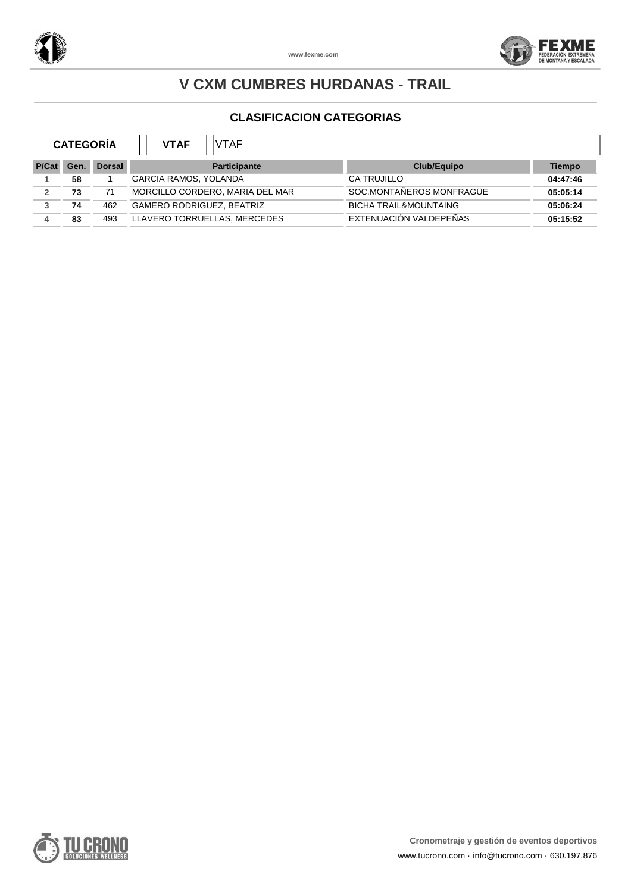# V CXM CUMBRES HURDANAS - TRAIL

## CLASIFICACION CATEGORIAS

| CATEGORÍA | VTAF | VTAF |
|---|---|---|

| P/Cat | Gen. | Dorsal | Participante | Club/Equipo | Tiempo |
|---|---|---|---|---|---|
| 1 | 58 | 1 | GARCIA RAMOS, YOLANDA | CA TRUJILLO | 04:47:46 |
| 2 | 73 | 71 | MORCILLO CORDERO, MARIA DEL MAR | SOC.MONTAÑEROS MONFRAGÜE | 05:05:14 |
| 3 | 74 | 462 | GAMERO RODRIGUEZ, BEATRIZ | BICHA TRAIL&MOUNTAING | 05:06:24 |
| 4 | 83 | 493 | LLAVERO TORRUELLAS, MERCEDES | EXTENUACIÓN VALDEPEÑAS | 05:15:52 |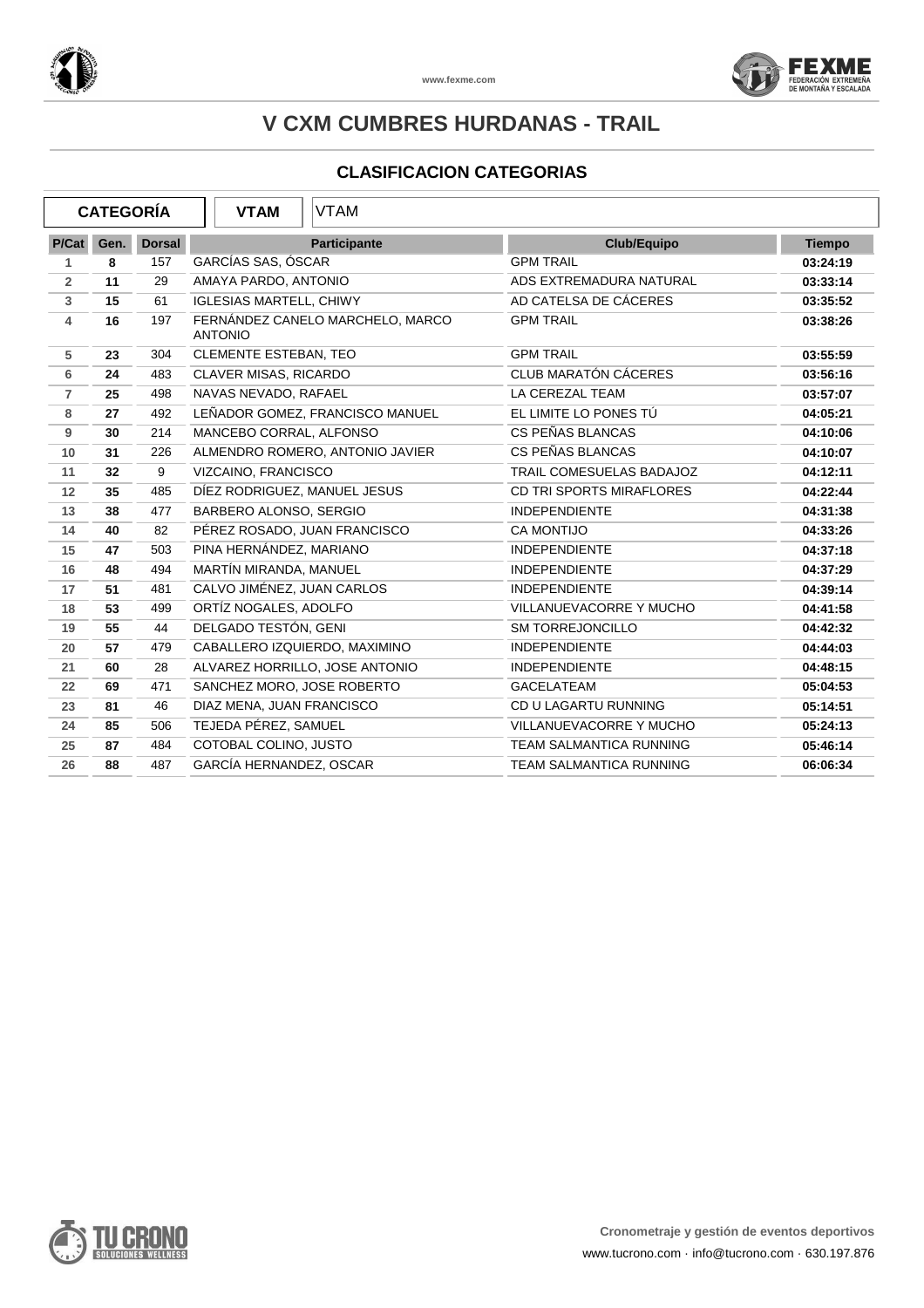# V CXM CUMBRES HURDANAS - TRAIL

## CLASIFICACION CATEGORIAS

| CATEGORÍA | VTAM | VTAM |
|---|---|---|

| P/Cat | Gen. | Dorsal | Participante | Club/Equipo | Tiempo |
|---|---|---|---|---|---|
| 1 | 8 | 157 | GARCÍAS SAS, ÓSCAR | GPM TRAIL | 03:24:19 |
| 2 | 11 | 29 | AMAYA PARDO, ANTONIO | ADS EXTREMADURA NATURAL | 03:33:14 |
| 3 | 15 | 61 | IGLESIAS MARTELL, CHIWY | AD CATELSA DE CÁCERES | 03:35:52 |
| 4 | 16 | 197 | FERNÁNDEZ CANELO MARCHELO, MARCO ANTONIO | GPM TRAIL | 03:38:26 |
| 5 | 23 | 304 | CLEMENTE ESTEBAN, TEO | GPM TRAIL | 03:55:59 |
| 6 | 24 | 483 | CLAVER MISAS, RICARDO | CLUB MARATÓN CÁCERES | 03:56:16 |
| 7 | 25 | 498 | NAVAS NEVADO, RAFAEL | LA CEREZAL TEAM | 03:57:07 |
| 8 | 27 | 492 | LEÑADOR GOMEZ, FRANCISCO MANUEL | EL LIMITE LO PONES TÚ | 04:05:21 |
| 9 | 30 | 214 | MANCEBO CORRAL, ALFONSO | CS PEÑAS BLANCAS | 04:10:06 |
| 10 | 31 | 226 | ALMENDRO ROMERO, ANTONIO JAVIER | CS PEÑAS BLANCAS | 04:10:07 |
| 11 | 32 | 9 | VIZCAINO, FRANCISCO | TRAIL COMESUELAS BADAJOZ | 04:12:11 |
| 12 | 35 | 485 | DÍEZ RODRIGUEZ, MANUEL JESUS | CD TRI SPORTS MIRAFLORES | 04:22:44 |
| 13 | 38 | 477 | BARBERO ALONSO, SERGIO | INDEPENDIENTE | 04:31:38 |
| 14 | 40 | 82 | PÉREZ ROSADO, JUAN FRANCISCO | CA MONTIJO | 04:33:26 |
| 15 | 47 | 503 | PINA HERNÁNDEZ, MARIANO | INDEPENDIENTE | 04:37:18 |
| 16 | 48 | 494 | MARTÍN MIRANDA, MANUEL | INDEPENDIENTE | 04:37:29 |
| 17 | 51 | 481 | CALVO JIMÉNEZ, JUAN CARLOS | INDEPENDIENTE | 04:39:14 |
| 18 | 53 | 499 | ORTÍZ NOGALES, ADOLFO | VILLANUEVACORRE Y MUCHO | 04:41:58 |
| 19 | 55 | 44 | DELGADO TESTÓN, GENI | SM TORREJONCILLO | 04:42:32 |
| 20 | 57 | 479 | CABALLERO IZQUIERDO, MAXIMINO | INDEPENDIENTE | 04:44:03 |
| 21 | 60 | 28 | ALVAREZ HORRILLO, JOSE ANTONIO | INDEPENDIENTE | 04:48:15 |
| 22 | 69 | 471 | SANCHEZ MORO, JOSE ROBERTO | GACELATEAM | 05:04:53 |
| 23 | 81 | 46 | DIAZ MENA, JUAN FRANCISCO | CD U LAGARTU RUNNING | 05:14:51 |
| 24 | 85 | 506 | TEJEDA PÉREZ, SAMUEL | VILLANUEVACORRE Y MUCHO | 05:24:13 |
| 25 | 87 | 484 | COTOBAL COLINO, JUSTO | TEAM SALMANTICA RUNNING | 05:46:14 |
| 26 | 88 | 487 | GARCÍA HERNANDEZ, OSCAR | TEAM SALMANTICA RUNNING | 06:06:34 |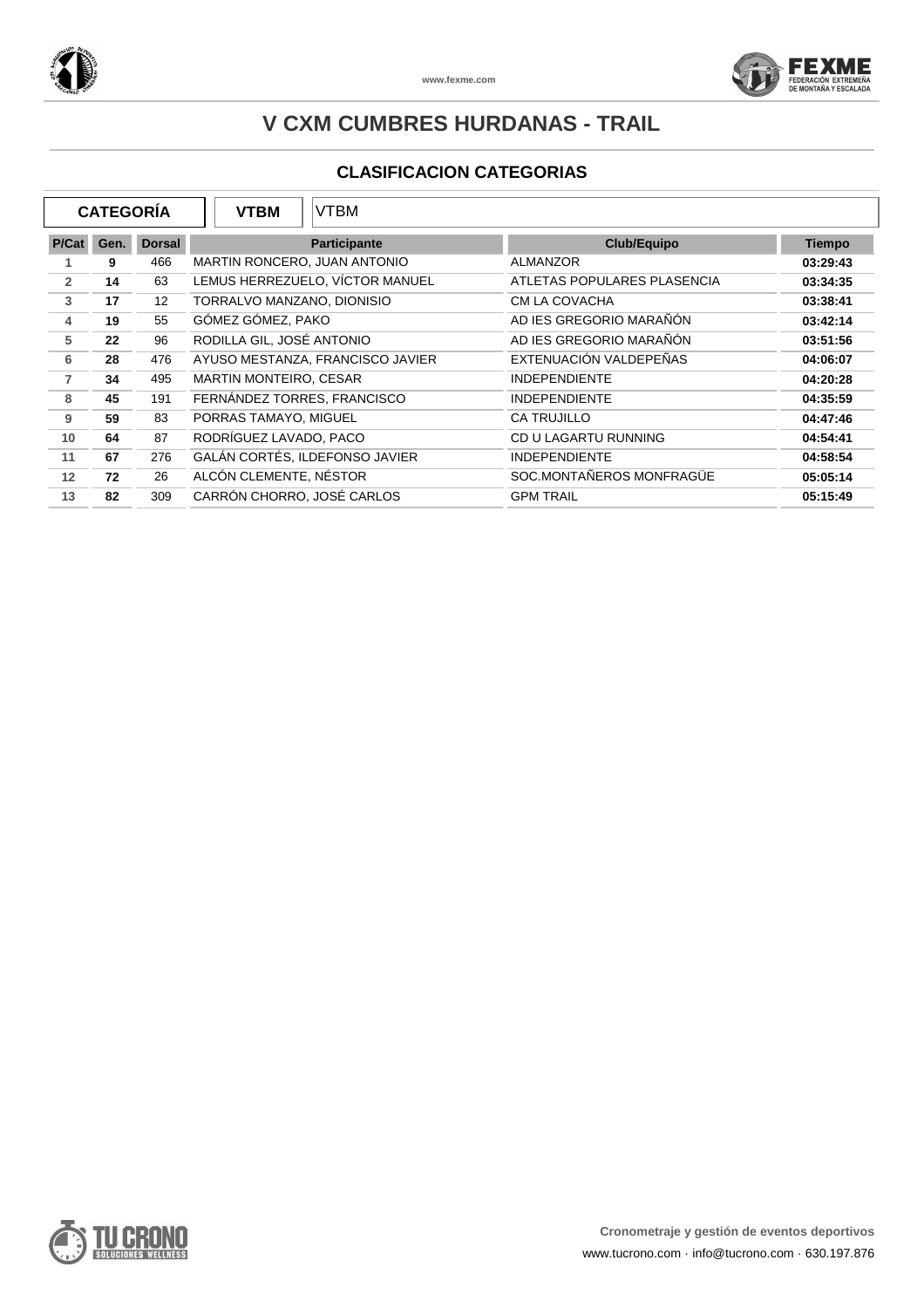# V CXM CUMBRES HURDANAS - TRAIL

## CLASIFICACION CATEGORIAS

| CATEGORÍA | VTBM | VTBM |
|---|---|---|

| P/Cat | Gen. | Dorsal | Participante | Club/Equipo | Tiempo |
|---|---|---|---|---|---|
| 1 | 9 | 466 | MARTIN RONCERO, JUAN ANTONIO | ALMANZOR | 03:29:43 |
| 2 | 14 | 63 | LEMUS HERREZUELO, VÍCTOR MANUEL | ATLETAS POPULARES PLASENCIA | 03:34:35 |
| 3 | 17 | 12 | TORRALVO MANZANO, DIONISIO | CM LA COVACHA | 03:38:41 |
| 4 | 19 | 55 | GÓMEZ GÓMEZ, PAKO | AD IES GREGORIO MARAÑÓN | 03:42:14 |
| 5 | 22 | 96 | RODILLA GIL, JOSÉ ANTONIO | AD IES GREGORIO MARAÑÓN | 03:51:56 |
| 6 | 28 | 476 | AYUSO MESTANZA, FRANCISCO JAVIER | EXTENUACIÓN VALDEPEÑAS | 04:06:07 |
| 7 | 34 | 495 | MARTIN MONTEIRO, CESAR | INDEPENDIENTE | 04:20:28 |
| 8 | 45 | 191 | FERNÁNDEZ TORRES, FRANCISCO | INDEPENDIENTE | 04:35:59 |
| 9 | 59 | 83 | PORRAS TAMAYO, MIGUEL | CA TRUJILLO | 04:47:46 |
| 10 | 64 | 87 | RODRÍGUEZ LAVADO, PACO | CD U LAGARTU RUNNING | 04:54:41 |
| 11 | 67 | 276 | GALÁN CORTÉS, ILDEFONSO JAVIER | INDEPENDIENTE | 04:58:54 |
| 12 | 72 | 26 | ALCÓN CLEMENTE, NÉSTOR | SOC.MONTAÑEROS MONFRAGÜE | 05:05:14 |
| 13 | 82 | 309 | CARRÓN CHORRO, JOSÉ CARLOS | GPM TRAIL | 05:15:49 |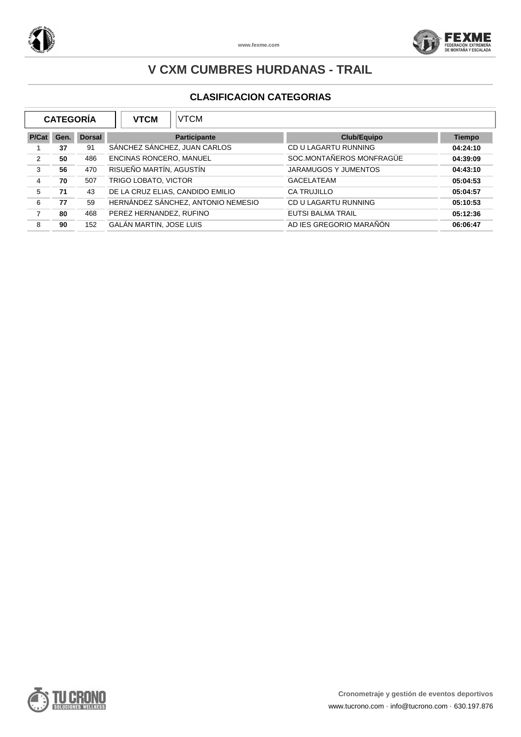# V CXM CUMBRES HURDANAS - TRAIL

## CLASIFICACION CATEGORIAS

| CATEGORÍA | VTCM | VTCM |
|---|---|---|

| P/Cat | Gen. | Dorsal | Participante | Club/Equipo | Tiempo |
|---|---|---|---|---|---|
| 1 | **37** | 91 | SÁNCHEZ SÁNCHEZ, JUAN CARLOS | CD U LAGARTU RUNNING | **04:24:10** |
| 2 | **50** | 486 | ENCINAS RONCERO, MANUEL | SOC.MONTAÑEROS MONFRAGÜE | **04:39:09** |
| 3 | **56** | 470 | RISUEÑO MARTÍN, AGUSTÍN | JARAMUGOS Y JUMENTOS | **04:43:10** |
| 4 | **70** | 507 | TRIGO LOBATO, VICTOR | GACELATEAM | **05:04:53** |
| 5 | **71** | 43 | DE LA CRUZ ELIAS, CANDIDO EMILIO | CA TRUJILLO | **05:04:57** |
| 6 | **77** | 59 | HERNÁNDEZ SÁNCHEZ, ANTONIO NEMESIO | CD U LAGARTU RUNNING | **05:10:53** |
| 7 | **80** | 468 | PEREZ HERNANDEZ, RUFINO | EUTSI BALMA TRAIL | **05:12:36** |
| 8 | **90** | 152 | GALÁN MARTIN, JOSE LUIS | AD IES GREGORIO MARAÑÓN | **06:06:47** |